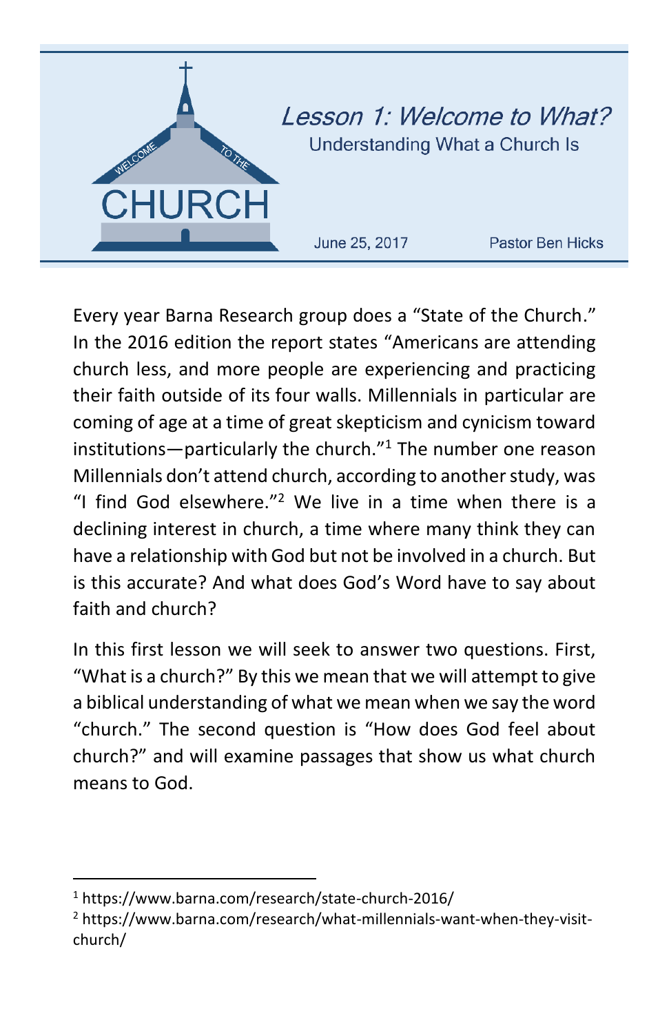# Lesson 1: Welcome to What?

## Understanding What a Church Is

June 25, 2017 — Pastor Ben Hicks

Every year Barna Research group does a "State of the Church." In the 2016 edition the report states "Americans are attending church less, and more people are experiencing and practicing their faith outside of its four walls. Millennials in particular are coming of age at a time of great skepticism and cynicism toward institutions—particularly the church."[1] The number one reason Millennials don't attend church, according to another study, was "I find God elsewhere."[2] We live in a time when there is a declining interest in church, a time where many think they can have a relationship with God but not be involved in a church. But is this accurate? And what does God's Word have to say about faith and church?

In this first lesson we will seek to answer two questions. First, "What is a church?" By this we mean that we will attempt to give a biblical understanding of what we mean when we say the word "church." The second question is "How does God feel about church?" and will examine passages that show us what church means to God.

---

[1] https://www.barna.com/research/state-church-2016/

[2] https://www.barna.com/research/what-millennials-want-when-they-visit-church/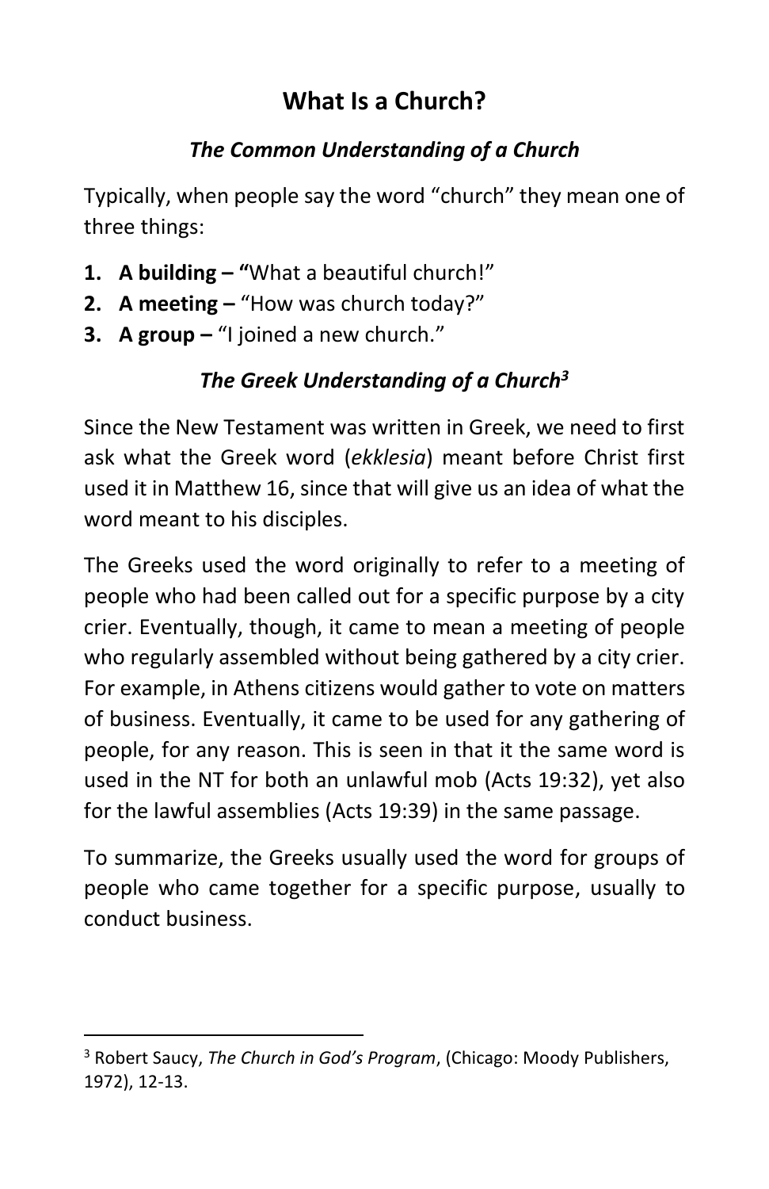# What Is a Church?

### *The Common Understanding of a Church*

Typically, when people say the word “church” they mean one of three things:

1. **A building –** “What a beautiful church!”
2. **A meeting –** “How was church today?”
3. **A group –** “I joined a new church.”

### *The Greek Understanding of a Church[3]*

Since the New Testament was written in Greek, we need to first ask what the Greek word (*ekklesia*) meant before Christ first used it in Matthew 16, since that will give us an idea of what the word meant to his disciples.

The Greeks used the word originally to refer to a meeting of people who had been called out for a specific purpose by a city crier. Eventually, though, it came to mean a meeting of people who regularly assembled without being gathered by a city crier. For example, in Athens citizens would gather to vote on matters of business. Eventually, it came to be used for any gathering of people, for any reason. This is seen in that it the same word is used in the NT for both an unlawful mob (Acts 19:32), yet also for the lawful assemblies (Acts 19:39) in the same passage.

To summarize, the Greeks usually used the word for groups of people who came together for a specific purpose, usually to conduct business.

---

[3] Robert Saucy, *The Church in God’s Program*, (Chicago: Moody Publishers, 1972), 12-13.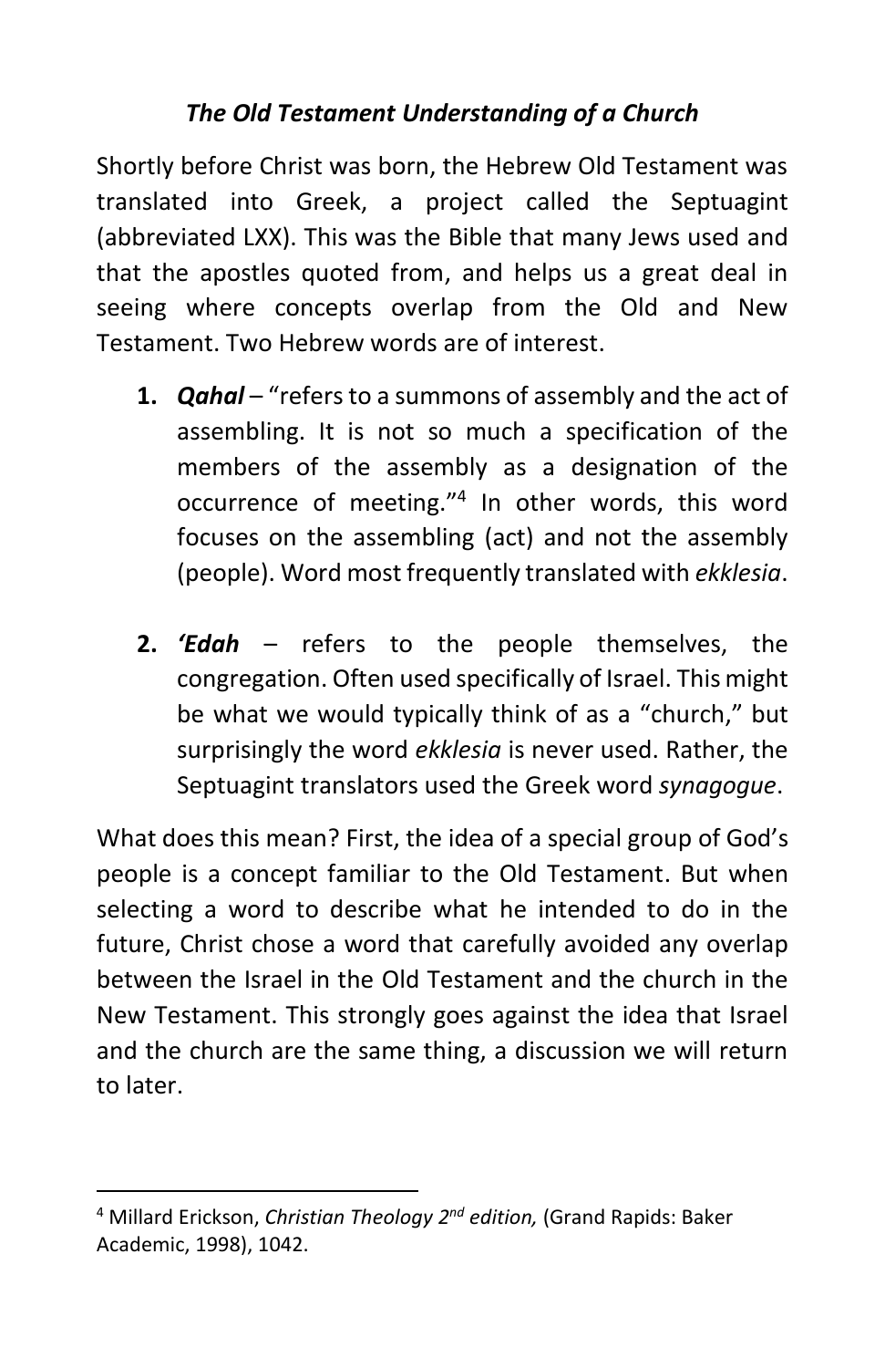### *The Old Testament Understanding of a Church*

Shortly before Christ was born, the Hebrew Old Testament was translated into Greek, a project called the Septuagint (abbreviated LXX). This was the Bible that many Jews used and that the apostles quoted from, and helps us a great deal in seeing where concepts overlap from the Old and New Testament. Two Hebrew words are of interest.

1. ***Qahal*** – "refers to a summons of assembly and the act of assembling. It is not so much a specification of the members of the assembly as a designation of the occurrence of meeting."[4] In other words, this word focuses on the assembling (act) and not the assembly (people). Word most frequently translated with *ekklesia*.

2. ***'Edah*** – refers to the people themselves, the congregation. Often used specifically of Israel. This might be what we would typically think of as a "church," but surprisingly the word *ekklesia* is never used. Rather, the Septuagint translators used the Greek word *synagogue*.

What does this mean? First, the idea of a special group of God's people is a concept familiar to the Old Testament. But when selecting a word to describe what he intended to do in the future, Christ chose a word that carefully avoided any overlap between the Israel in the Old Testament and the church in the New Testament. This strongly goes against the idea that Israel and the church are the same thing, a discussion we will return to later.

---

[4] Millard Erickson, *Christian Theology 2nd edition,* (Grand Rapids: Baker Academic, 1998), 1042.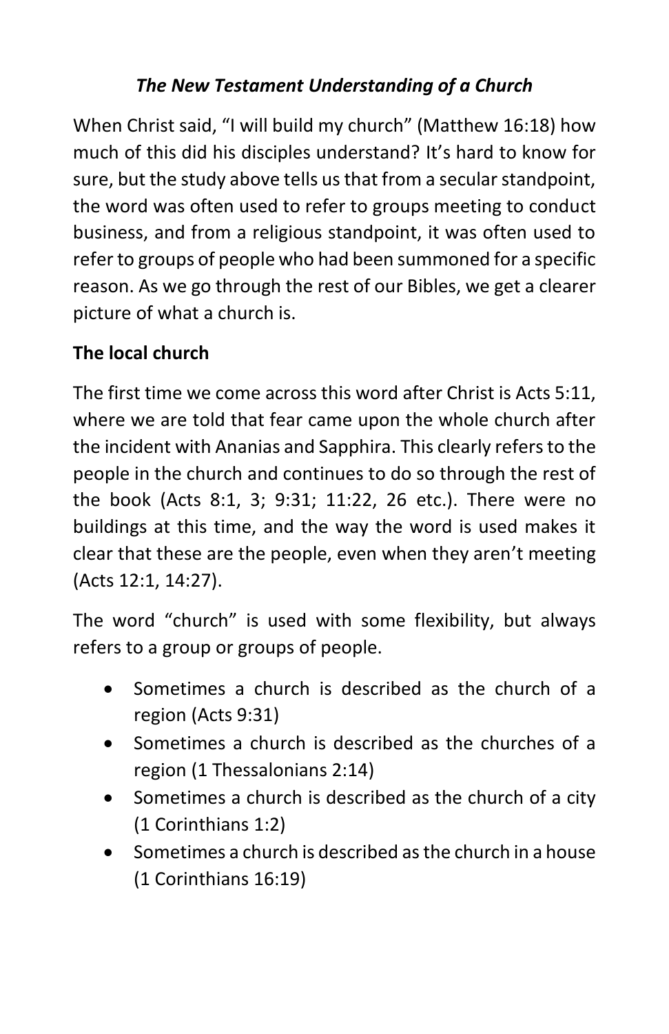## *The New Testament Understanding of a Church*

When Christ said, “I will build my church” (Matthew 16:18) how much of this did his disciples understand? It’s hard to know for sure, but the study above tells us that from a secular standpoint, the word was often used to refer to groups meeting to conduct business, and from a religious standpoint, it was often used to refer to groups of people who had been summoned for a specific reason. As we go through the rest of our Bibles, we get a clearer picture of what a church is.

### The local church

The first time we come across this word after Christ is Acts 5:11, where we are told that fear came upon the whole church after the incident with Ananias and Sapphira. This clearly refers to the people in the church and continues to do so through the rest of the book (Acts 8:1, 3; 9:31; 11:22, 26 etc.). There were no buildings at this time, and the way the word is used makes it clear that these are the people, even when they aren’t meeting (Acts 12:1, 14:27).

The word “church” is used with some flexibility, but always refers to a group or groups of people.

- Sometimes a church is described as the church of a region (Acts 9:31)
- Sometimes a church is described as the churches of a region (1 Thessalonians 2:14)
- Sometimes a church is described as the church of a city (1 Corinthians 1:2)
- Sometimes a church is described as the church in a house (1 Corinthians 16:19)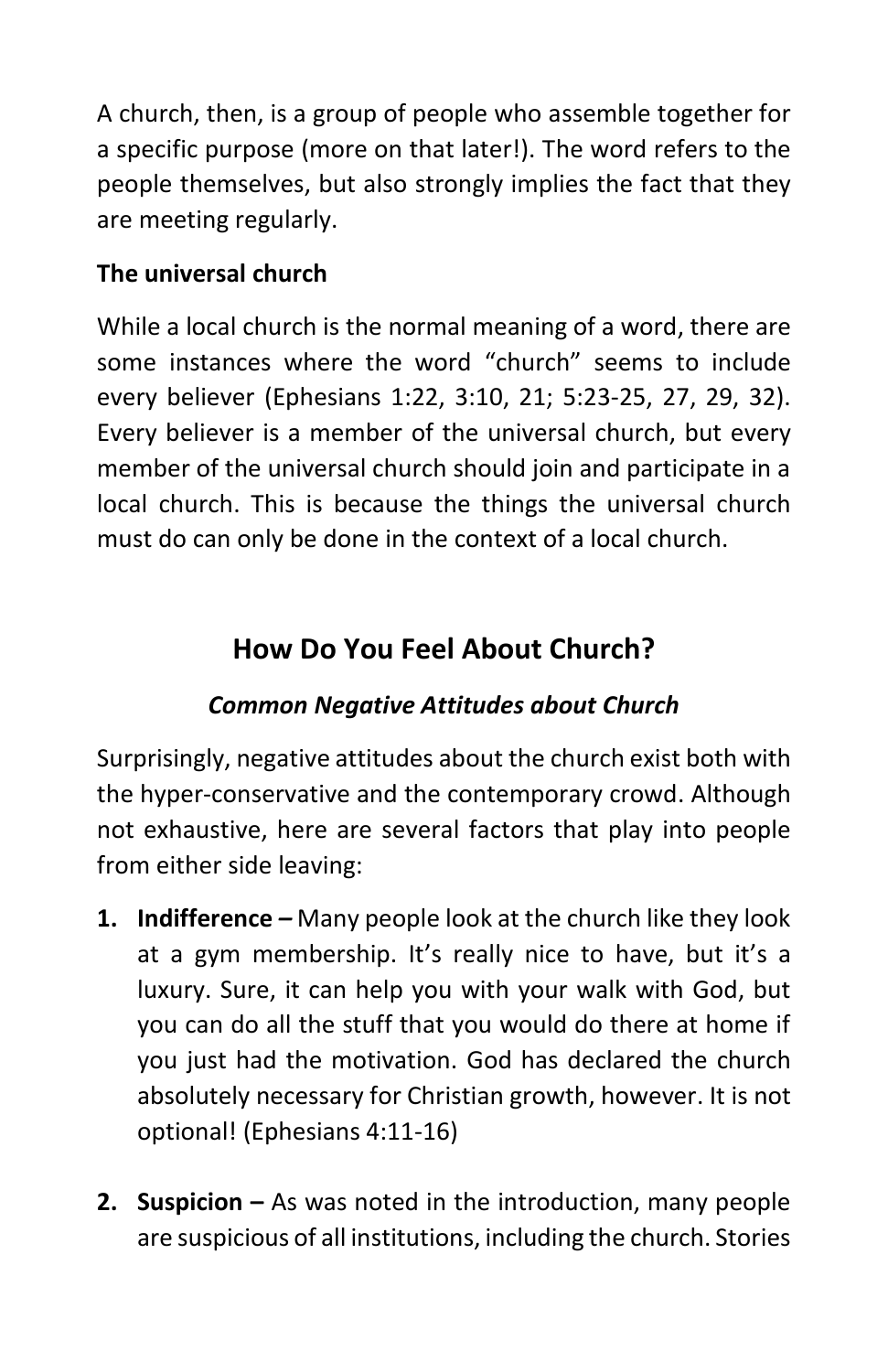A church, then, is a group of people who assemble together for a specific purpose (more on that later!). The word refers to the people themselves, but also strongly implies the fact that they are meeting regularly.

**The universal church**

While a local church is the normal meaning of a word, there are some instances where the word "church" seems to include every believer (Ephesians 1:22, 3:10, 21; 5:23-25, 27, 29, 32). Every believer is a member of the universal church, but every member of the universal church should join and participate in a local church. This is because the things the universal church must do can only be done in the context of a local church.

## How Do You Feel About Church?

### *Common Negative Attitudes about Church*

Surprisingly, negative attitudes about the church exist both with the hyper-conservative and the contemporary crowd. Although not exhaustive, here are several factors that play into people from either side leaving:

1. **Indifference –** Many people look at the church like they look at a gym membership. It's really nice to have, but it's a luxury. Sure, it can help you with your walk with God, but you can do all the stuff that you would do there at home if you just had the motivation. God has declared the church absolutely necessary for Christian growth, however. It is not optional! (Ephesians 4:11-16)

2. **Suspicion –** As was noted in the introduction, many people are suspicious of all institutions, including the church. Stories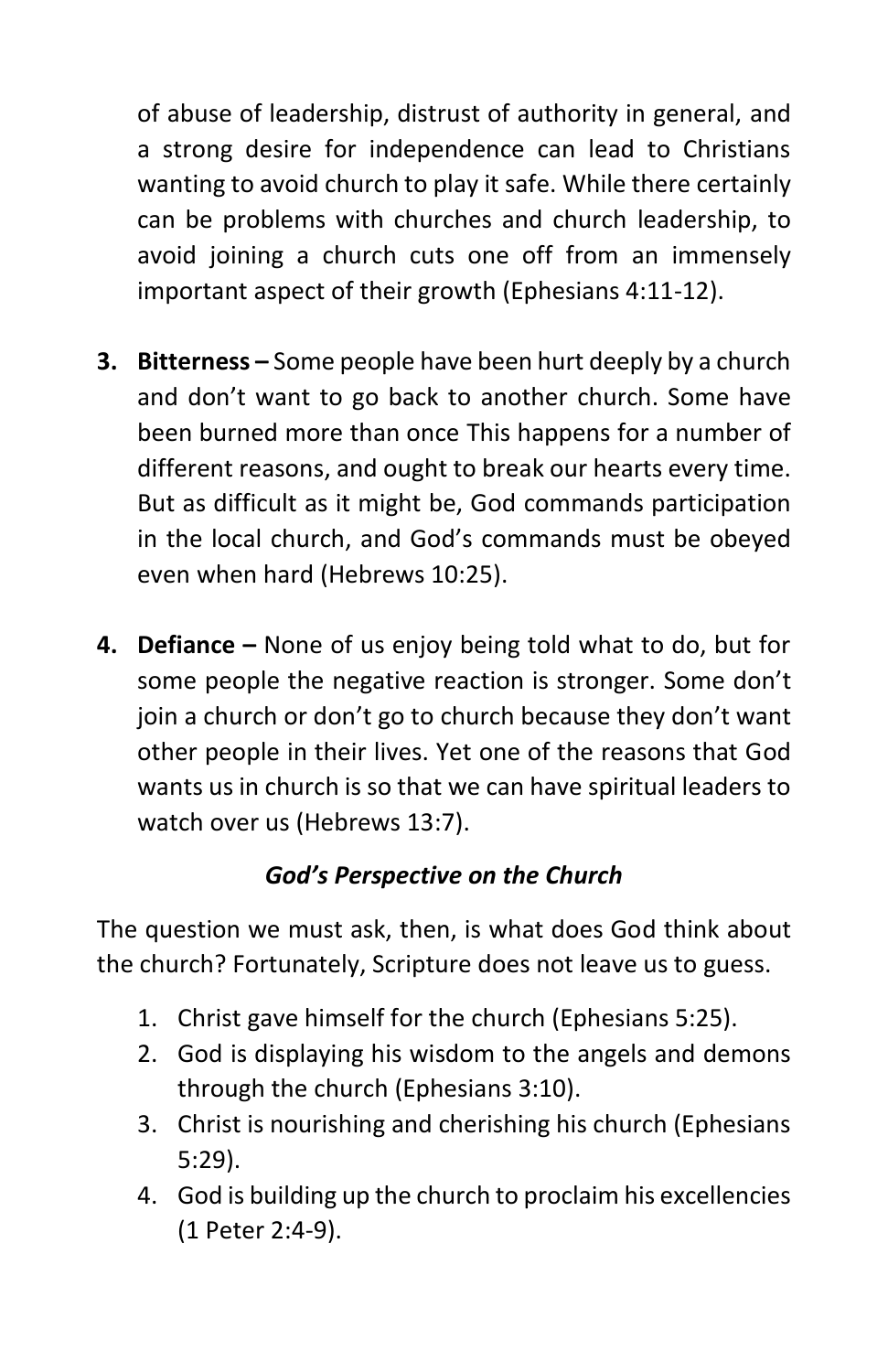of abuse of leadership, distrust of authority in general, and a strong desire for independence can lead to Christians wanting to avoid church to play it safe. While there certainly can be problems with churches and church leadership, to avoid joining a church cuts one off from an immensely important aspect of their growth (Ephesians 4:11-12).

3. **Bitterness –** Some people have been hurt deeply by a church and don't want to go back to another church. Some have been burned more than once This happens for a number of different reasons, and ought to break our hearts every time. But as difficult as it might be, God commands participation in the local church, and God's commands must be obeyed even when hard (Hebrews 10:25).

4. **Defiance –** None of us enjoy being told what to do, but for some people the negative reaction is stronger. Some don't join a church or don't go to church because they don't want other people in their lives. Yet one of the reasons that God wants us in church is so that we can have spiritual leaders to watch over us (Hebrews 13:7).

### *God's Perspective on the Church*

The question we must ask, then, is what does God think about the church? Fortunately, Scripture does not leave us to guess.

1. Christ gave himself for the church (Ephesians 5:25).
2. God is displaying his wisdom to the angels and demons through the church (Ephesians 3:10).
3. Christ is nourishing and cherishing his church (Ephesians 5:29).
4. God is building up the church to proclaim his excellencies (1 Peter 2:4-9).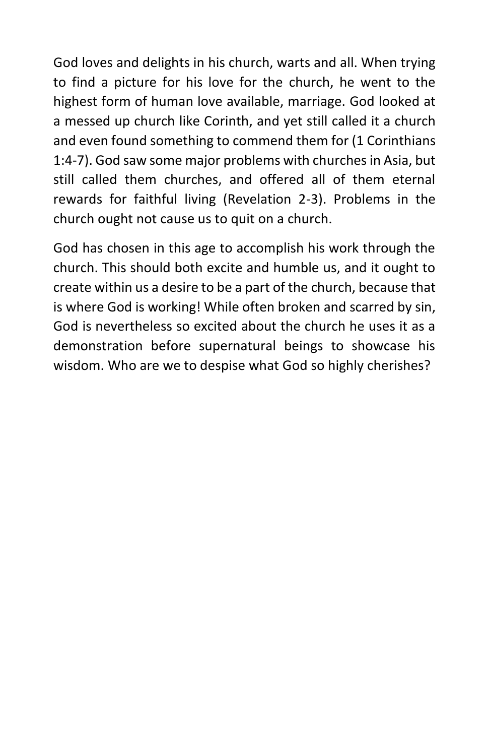God loves and delights in his church, warts and all. When trying to find a picture for his love for the church, he went to the highest form of human love available, marriage. God looked at a messed up church like Corinth, and yet still called it a church and even found something to commend them for (1 Corinthians 1:4-7). God saw some major problems with churches in Asia, but still called them churches, and offered all of them eternal rewards for faithful living (Revelation 2-3). Problems in the church ought not cause us to quit on a church.

God has chosen in this age to accomplish his work through the church. This should both excite and humble us, and it ought to create within us a desire to be a part of the church, because that is where God is working! While often broken and scarred by sin, God is nevertheless so excited about the church he uses it as a demonstration before supernatural beings to showcase his wisdom. Who are we to despise what God so highly cherishes?